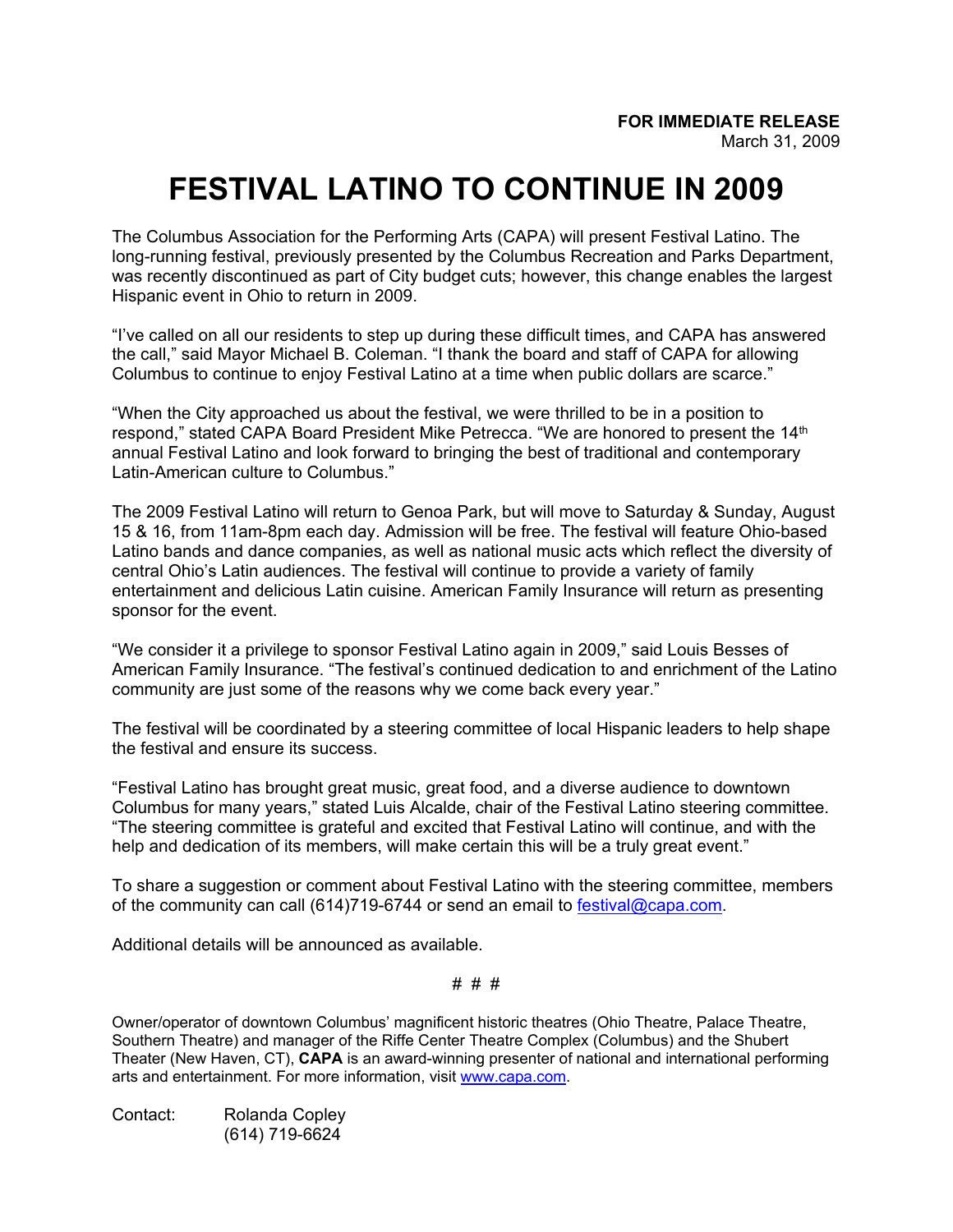**FOR IMMEDIATE RELEASE**
March 31, 2009

# FESTIVAL LATINO TO CONTINUE IN 2009

The Columbus Association for the Performing Arts (CAPA) will present Festival Latino. The long-running festival, previously presented by the Columbus Recreation and Parks Department, was recently discontinued as part of City budget cuts; however, this change enables the largest Hispanic event in Ohio to return in 2009.

"I've called on all our residents to step up during these difficult times, and CAPA has answered the call," said Mayor Michael B. Coleman. "I thank the board and staff of CAPA for allowing Columbus to continue to enjoy Festival Latino at a time when public dollars are scarce."

"When the City approached us about the festival, we were thrilled to be in a position to respond," stated CAPA Board President Mike Petrecca. "We are honored to present the 14th annual Festival Latino and look forward to bringing the best of traditional and contemporary Latin-American culture to Columbus."

The 2009 Festival Latino will return to Genoa Park, but will move to Saturday & Sunday, August 15 & 16, from 11am-8pm each day. Admission will be free. The festival will feature Ohio-based Latino bands and dance companies, as well as national music acts which reflect the diversity of central Ohio's Latin audiences. The festival will continue to provide a variety of family entertainment and delicious Latin cuisine. American Family Insurance will return as presenting sponsor for the event.

"We consider it a privilege to sponsor Festival Latino again in 2009," said Louis Besses of American Family Insurance. "The festival's continued dedication to and enrichment of the Latino community are just some of the reasons why we come back every year."

The festival will be coordinated by a steering committee of local Hispanic leaders to help shape the festival and ensure its success.

"Festival Latino has brought great music, great food, and a diverse audience to downtown Columbus for many years," stated Luis Alcalde, chair of the Festival Latino steering committee. "The steering committee is grateful and excited that Festival Latino will continue, and with the help and dedication of its members, will make certain this will be a truly great event."

To share a suggestion or comment about Festival Latino with the steering committee, members of the community can call (614)719-6744 or send an email to festival@capa.com.

Additional details will be announced as available.

# # #

Owner/operator of downtown Columbus' magnificent historic theatres (Ohio Theatre, Palace Theatre, Southern Theatre) and manager of the Riffe Center Theatre Complex (Columbus) and the Shubert Theater (New Haven, CT), **CAPA** is an award-winning presenter of national and international performing arts and entertainment. For more information, visit www.capa.com.

Contact: Rolanda Copley
(614) 719-6624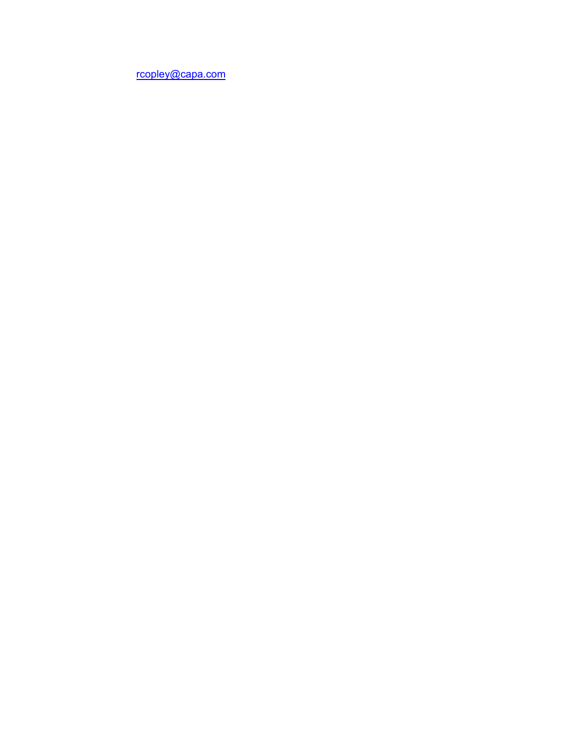rcopley@capa.com